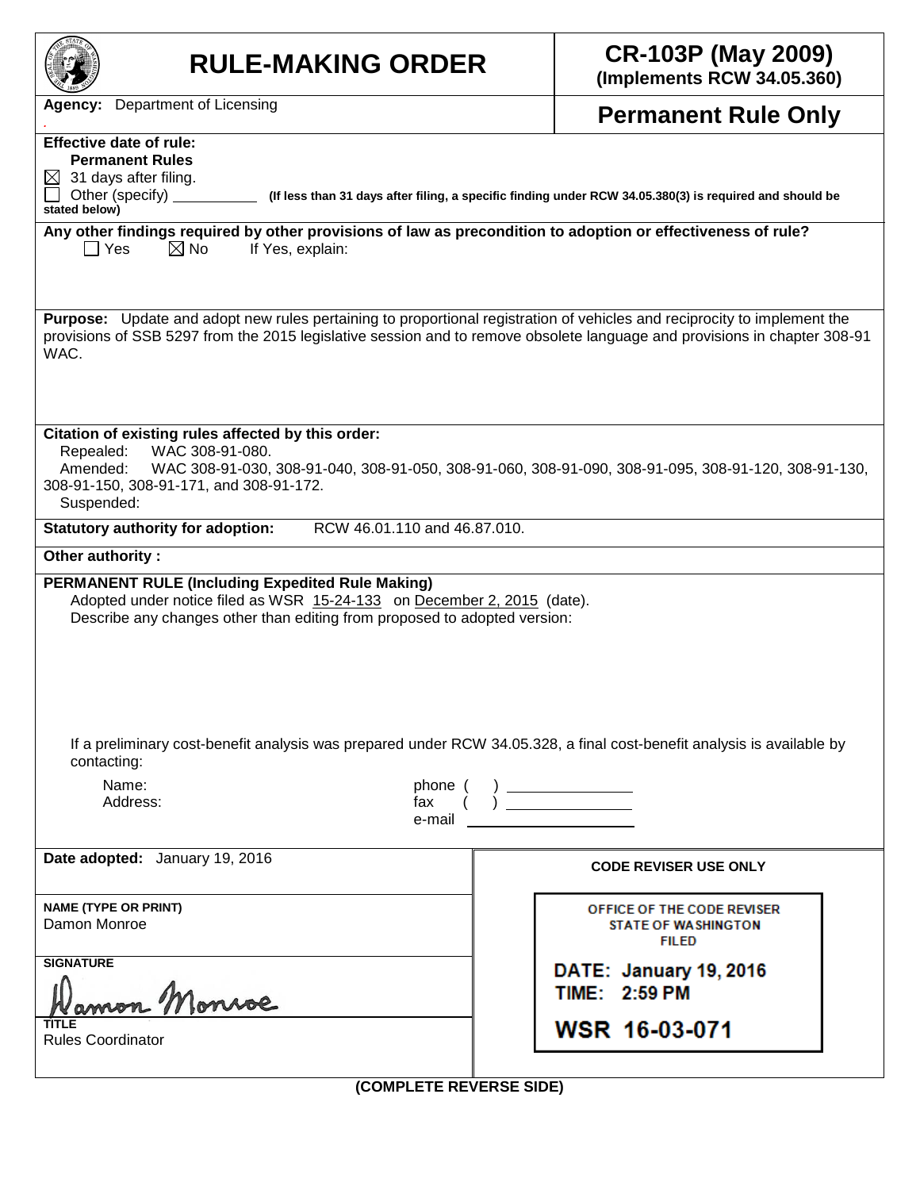# RULE-MAKING ORDER

**CR-103P (May 2009)**
**(Implements RCW 34.05.360)**

**Agency:** Department of Licensing

**Permanent Rule Only**

**Effective date of rule:**
**Permanent Rules**
☒ 31 days after filing.
☐ Other (specify) __________ **(If less than 31 days after filing, a specific finding under RCW 34.05.380(3) is required and should be stated below)**

**Any other findings required by other provisions of law as precondition to adoption or effectiveness of rule?**
☐ Yes ☒ No If Yes, explain:

**Purpose:** Update and adopt new rules pertaining to proportional registration of vehicles and reciprocity to implement the provisions of SSB 5297 from the 2015 legislative session and to remove obsolete language and provisions in chapter 308-91 WAC.

**Citation of existing rules affected by this order:**
Repealed: WAC 308-91-080.
Amended: WAC 308-91-030, 308-91-040, 308-91-050, 308-91-060, 308-91-090, 308-91-095, 308-91-120, 308-91-130, 308-91-150, 308-91-171, and 308-91-172.
Suspended:

**Statutory authority for adoption:** RCW 46.01.110 and 46.87.010.

**Other authority :**

**PERMANENT RULE (Including Expedited Rule Making)**
Adopted under notice filed as WSR 15-24-133 on December 2, 2015 (date).
Describe any changes other than editing from proposed to adopted version:

If a preliminary cost-benefit analysis was prepared under RCW 34.05.328, a final cost-benefit analysis is available by contacting:

Name: phone ( ) __________
Address: fax ( ) __________
e-mail __________

**Date adopted:** January 19, 2016

**NAME (TYPE OR PRINT)**
Damon Monroe

**SIGNATURE**
Damon Monroe

**TITLE**
Rules Coordinator

**CODE REVISER USE ONLY**

OFFICE OF THE CODE REVISER
STATE OF WASHINGTON
FILED

DATE: January 19, 2016
TIME: 2:59 PM

WSR 16-03-071

**(COMPLETE REVERSE SIDE)**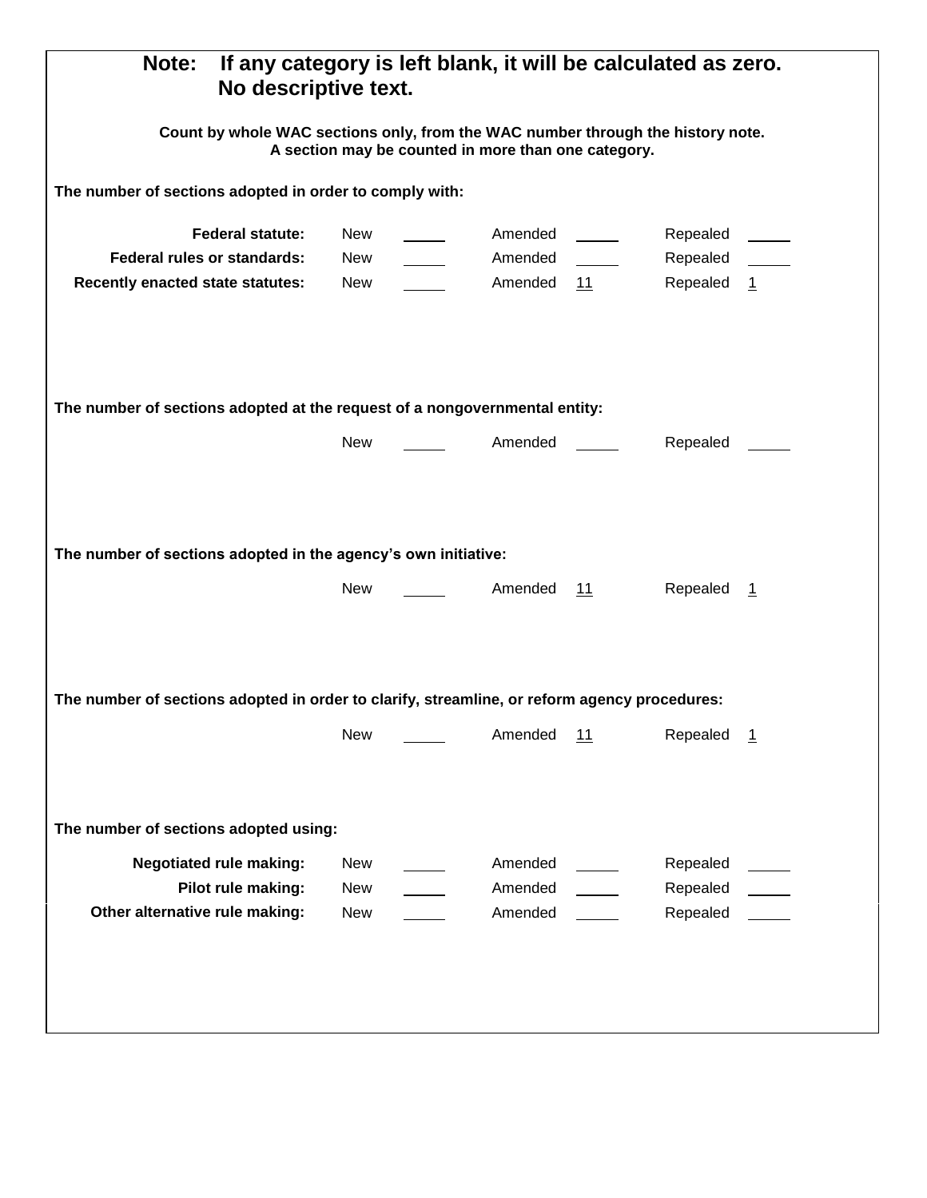**Note: If any category is left blank, it will be calculated as zero. No descriptive text.**

**Count by whole WAC sections only, from the WAC number through the history note. A section may be counted in more than one category.**

**The number of sections adopted in order to comply with:**

| | | | | | | |
|---|---|---|---|---|---|---|
| **Federal statute:** | New | | Amended | | Repealed | |
| **Federal rules or standards:** | New | | Amended | | Repealed | |
| **Recently enacted state statutes:** | New | | Amended | 11 | Repealed | 1 |

**The number of sections adopted at the request of a nongovernmental entity:**

| | | | | | |
|---|---|---|---|---|---|
| New | | Amended | | Repealed | |

**The number of sections adopted in the agency's own initiative:**

| | | | | | |
|---|---|---|---|---|---|
| New | | Amended | 11 | Repealed | 1 |

**The number of sections adopted in order to clarify, streamline, or reform agency procedures:**

| | | | | | |
|---|---|---|---|---|---|
| New | | Amended | 11 | Repealed | 1 |

**The number of sections adopted using:**

| | | | | | | |
|---|---|---|---|---|---|---|
| **Negotiated rule making:** | New | | Amended | | Repealed | |
| **Pilot rule making:** | New | | Amended | | Repealed | |
| **Other alternative rule making:** | New | | Amended | | Repealed | |